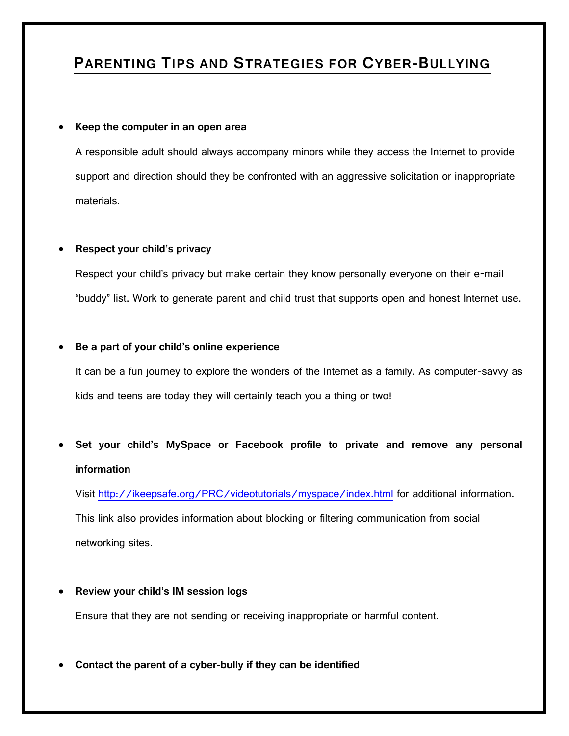# Parenting Tips and Strategies for Cyber-Bullying

- **Keep the computer in an open area**

  A responsible adult should always accompany minors while they access the Internet to provide support and direction should they be confronted with an aggressive solicitation or inappropriate materials.

- **Respect your child's privacy**

  Respect your child's privacy but make certain they know personally everyone on their e-mail "buddy" list. Work to generate parent and child trust that supports open and honest Internet use.

- **Be a part of your child's online experience**

  It can be a fun journey to explore the wonders of the Internet as a family. As computer-savvy as kids and teens are today they will certainly teach you a thing or two!

- **Set your child's MySpace or Facebook profile to private and remove any personal information**

  Visit http://ikeepsafe.org/PRC/videotutorials/myspace/index.html for additional information. This link also provides information about blocking or filtering communication from social networking sites.

- **Review your child's IM session logs**

  Ensure that they are not sending or receiving inappropriate or harmful content.

- **Contact the parent of a cyber-bully if they can be identified**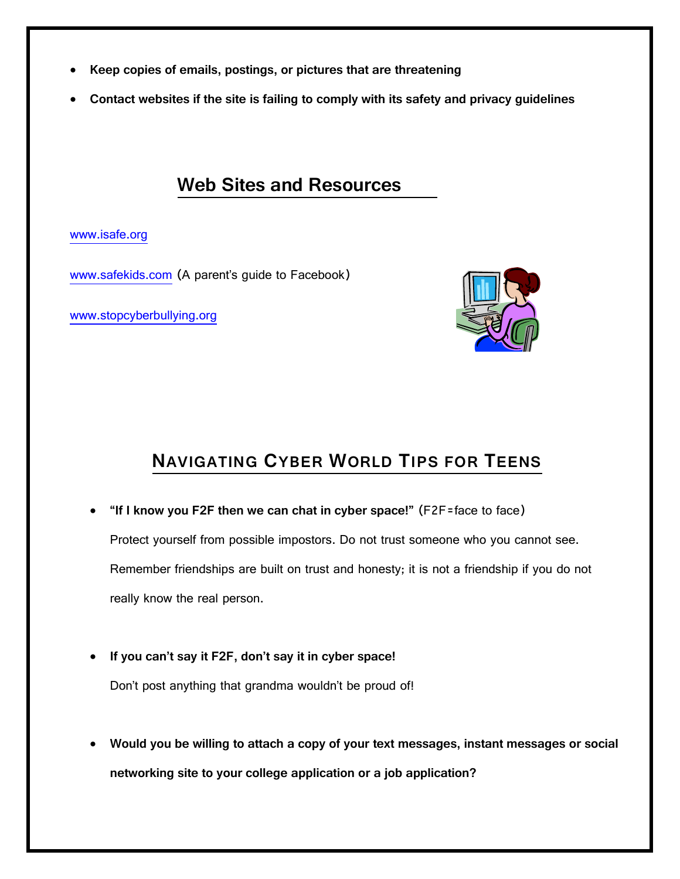- **Keep copies of emails, postings, or pictures that are threatening**
- **Contact websites if the site is failing to comply with its safety and privacy guidelines**

## Web Sites and Resources

www.isafe.org

www.safekids.com (A parent's guide to Facebook)

www.stopcyberbullying.org

## NAVIGATING CYBER WORLD TIPS FOR TEENS

- **"If I know you F2F then we can chat in cyber space!"** (F2F=face to face)

  Protect yourself from possible impostors. Do not trust someone who you cannot see. Remember friendships are built on trust and honesty; it is not a friendship if you do not really know the real person.

- **If you can't say it F2F, don't say it in cyber space!**

  Don't post anything that grandma wouldn't be proud of!

- **Would you be willing to attach a copy of your text messages, instant messages or social networking site to your college application or a job application?**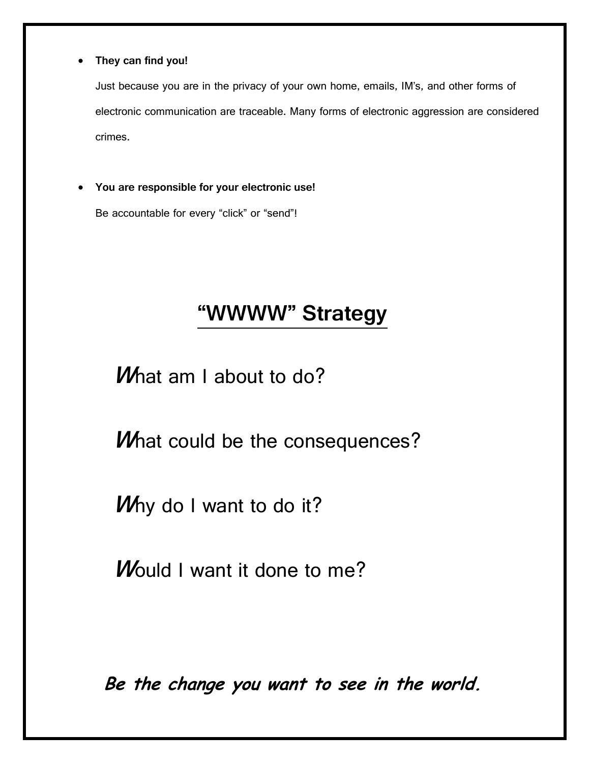- **They can find you!**

  Just because you are in the privacy of your own home, emails, IM's, and other forms of electronic communication are traceable. Many forms of electronic aggression are considered crimes.

- **You are responsible for your electronic use!**

  Be accountable for every "click" or "send"!

## "WWWW" Strategy

***W***hat am I about to do?

***W***hat could be the consequences?

***W***hy do I want to do it?

***W***ould I want it done to me?

***Be the change you want to see in the world.***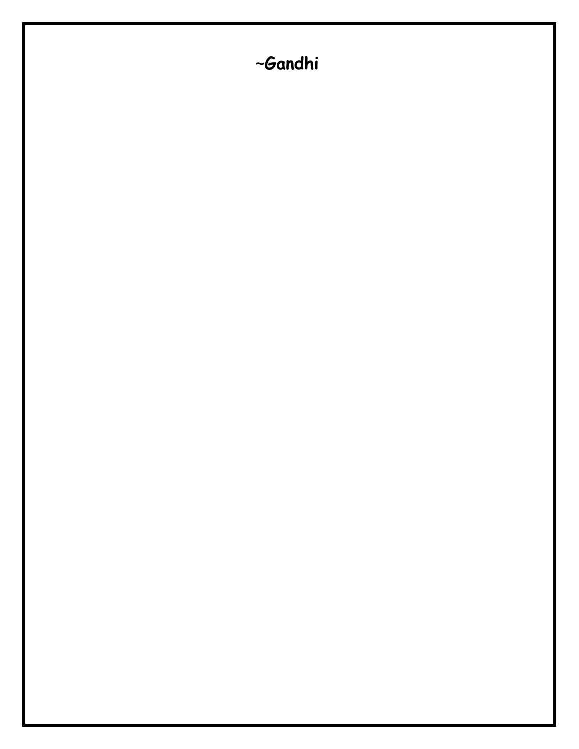**~Gandhi**